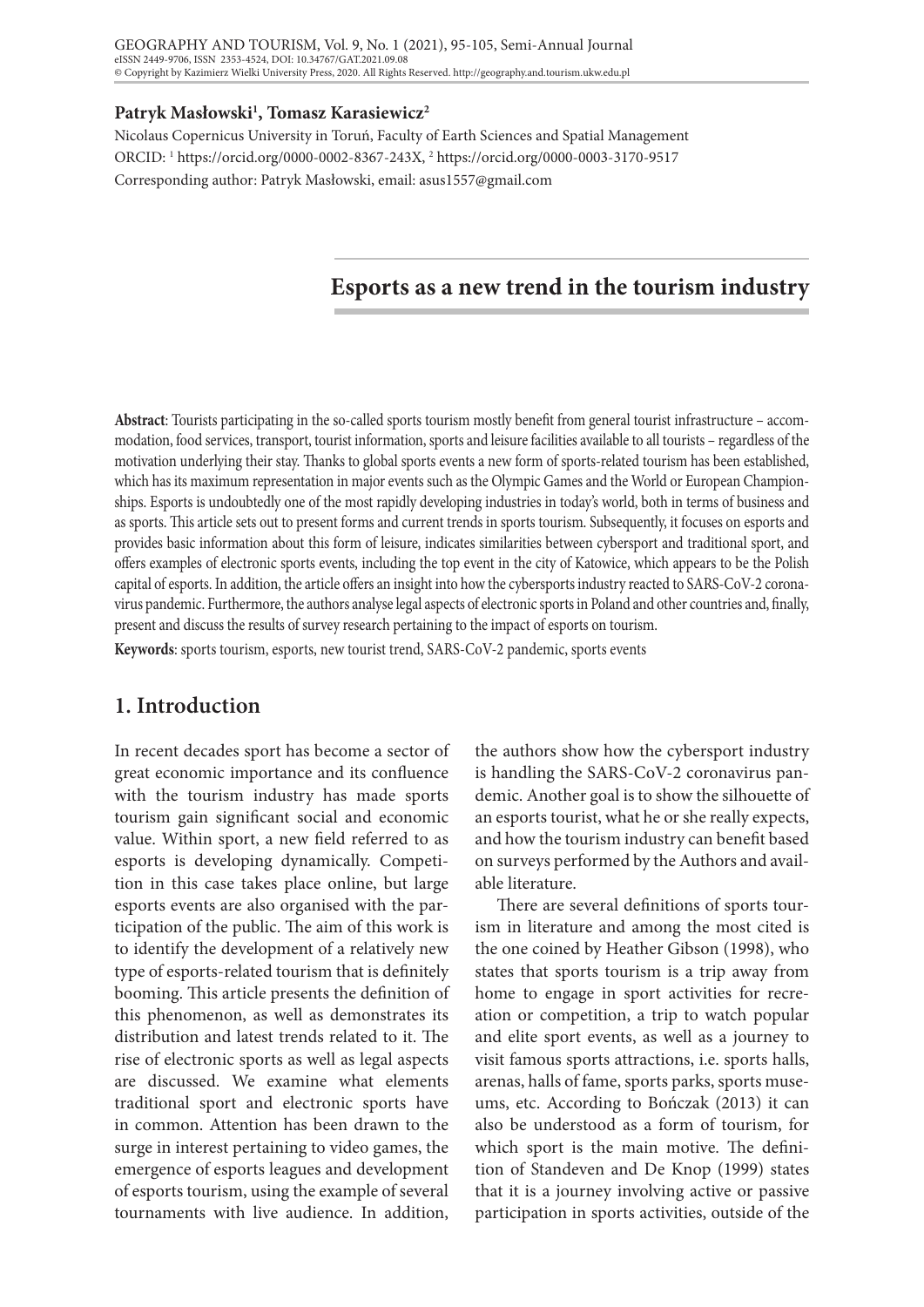**Patryk Masłowski[1], Tomasz Karasiewicz[2]**

Nicolaus Copernicus University in Toruń, Faculty of Earth Sciences and Spatial Management
ORCID: [1] https://orcid.org/0000-0002-8367-243X, [2] https://orcid.org/0000-0003-3170-9517
Corresponding author: Patryk Masłowski, email: asus1557@gmail.com

# Esports as a new trend in the tourism industry

**Abstract**: Tourists participating in the so-called sports tourism mostly benefit from general tourist infrastructure – accommodation, food services, transport, tourist information, sports and leisure facilities available to all tourists – regardless of the motivation underlying their stay. Thanks to global sports events a new form of sports-related tourism has been established, which has its maximum representation in major events such as the Olympic Games and the World or European Championships. Esports is undoubtedly one of the most rapidly developing industries in today's world, both in terms of business and as sports. This article sets out to present forms and current trends in sports tourism. Subsequently, it focuses on esports and provides basic information about this form of leisure, indicates similarities between cybersport and traditional sport, and offers examples of electronic sports events, including the top event in the city of Katowice, which appears to be the Polish capital of esports. In addition, the article offers an insight into how the cybersports industry reacted to SARS-CoV-2 coronavirus pandemic. Furthermore, the authors analyse legal aspects of electronic sports in Poland and other countries and, finally, present and discuss the results of survey research pertaining to the impact of esports on tourism.

**Keywords**: sports tourism, esports, new tourist trend, SARS-CoV-2 pandemic, sports events

## 1. Introduction

In recent decades sport has become a sector of great economic importance and its confluence with the tourism industry has made sports tourism gain significant social and economic value. Within sport, a new field referred to as esports is developing dynamically. Competition in this case takes place online, but large esports events are also organised with the participation of the public. The aim of this work is to identify the development of a relatively new type of esports-related tourism that is definitely booming. This article presents the definition of this phenomenon, as well as demonstrates its distribution and latest trends related to it. The rise of electronic sports as well as legal aspects are discussed. We examine what elements traditional sport and electronic sports have in common. Attention has been drawn to the surge in interest pertaining to video games, the emergence of esports leagues and development of esports tourism, using the example of several tournaments with live audience. In addition, the authors show how the cybersport industry is handling the SARS-CoV-2 coronavirus pandemic. Another goal is to show the silhouette of an esports tourist, what he or she really expects, and how the tourism industry can benefit based on surveys performed by the Authors and available literature.

There are several definitions of sports tourism in literature and among the most cited is the one coined by Heather Gibson (1998), who states that sports tourism is a trip away from home to engage in sport activities for recreation or competition, a trip to watch popular and elite sport events, as well as a journey to visit famous sports attractions, i.e. sports halls, arenas, halls of fame, sports parks, sports museums, etc. According to Bończak (2013) it can also be understood as a form of tourism, for which sport is the main motive. The definition of Standeven and De Knop (1999) states that it is a journey involving active or passive participation in sports activities, outside of the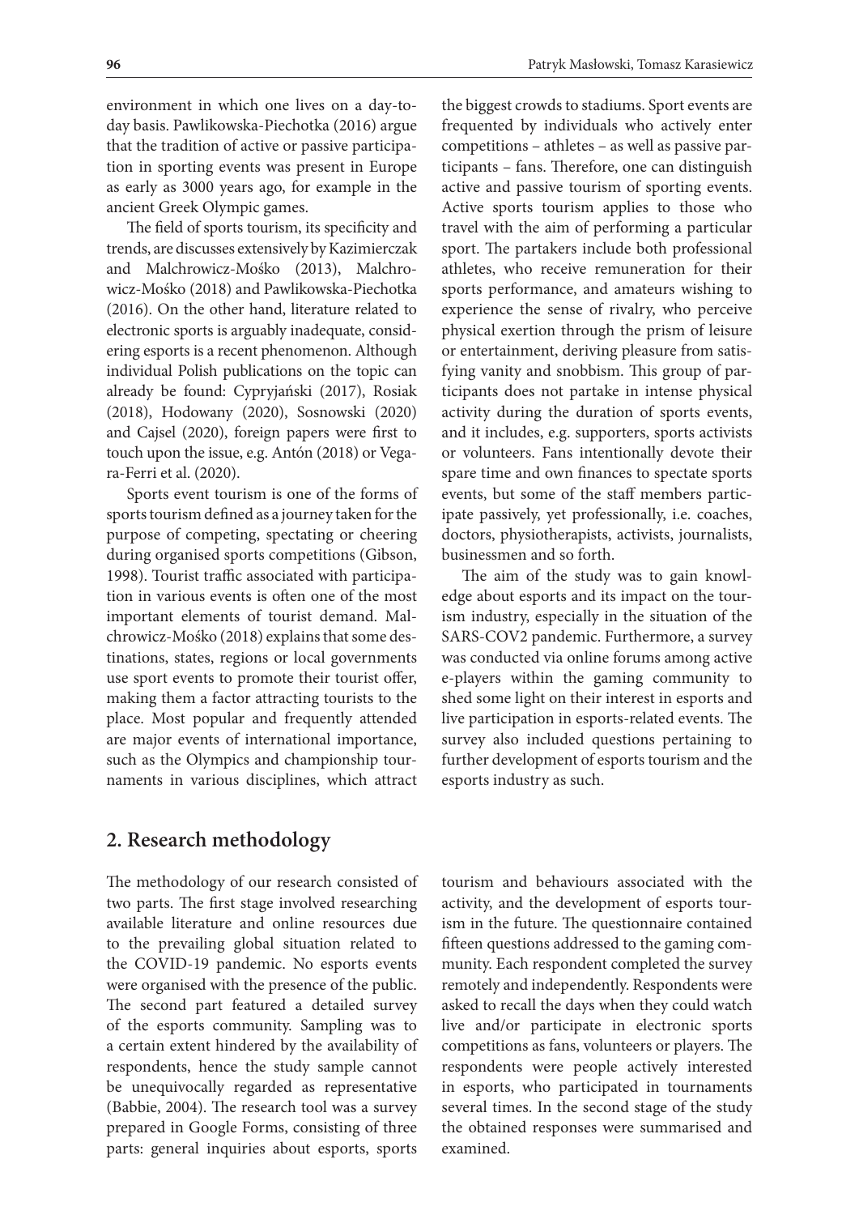environment in which one lives on a day-to-day basis. Pawlikowska-Piechotka (2016) argue that the tradition of active or passive participation in sporting events was present in Europe as early as 3000 years ago, for example in the ancient Greek Olympic games.

The field of sports tourism, its specificity and trends, are discusses extensively by Kazimierczak and Malchrowicz-Mośko (2013), Malchrowicz-Mośko (2018) and Pawlikowska-Piechotka (2016). On the other hand, literature related to electronic sports is arguably inadequate, considering esports is a recent phenomenon. Although individual Polish publications on the topic can already be found: Cypryjański (2017), Rosiak (2018), Hodowany (2020), Sosnowski (2020) and Cajsel (2020), foreign papers were first to touch upon the issue, e.g. Antón (2018) or Vegara-Ferri et al. (2020).

Sports event tourism is one of the forms of sports tourism defined as a journey taken for the purpose of competing, spectating or cheering during organised sports competitions (Gibson, 1998). Tourist traffic associated with participation in various events is often one of the most important elements of tourist demand. Malchrowicz-Mośko (2018) explains that some destinations, states, regions or local governments use sport events to promote their tourist offer, making them a factor attracting tourists to the place. Most popular and frequently attended are major events of international importance, such as the Olympics and championship tournaments in various disciplines, which attract the biggest crowds to stadiums. Sport events are frequented by individuals who actively enter competitions – athletes – as well as passive participants – fans. Therefore, one can distinguish active and passive tourism of sporting events. Active sports tourism applies to those who travel with the aim of performing a particular sport. The partakers include both professional athletes, who receive remuneration for their sports performance, and amateurs wishing to experience the sense of rivalry, who perceive physical exertion through the prism of leisure or entertainment, deriving pleasure from satisfying vanity and snobbism. This group of participants does not partake in intense physical activity during the duration of sports events, and it includes, e.g. supporters, sports activists or volunteers. Fans intentionally devote their spare time and own finances to spectate sports events, but some of the staff members participate passively, yet professionally, i.e. coaches, doctors, physiotherapists, activists, journalists, businessmen and so forth.

The aim of the study was to gain knowledge about esports and its impact on the tourism industry, especially in the situation of the SARS-COV2 pandemic. Furthermore, a survey was conducted via online forums among active e-players within the gaming community to shed some light on their interest in esports and live participation in esports-related events. The survey also included questions pertaining to further development of esports tourism and the esports industry as such.

## 2. Research methodology

The methodology of our research consisted of two parts. The first stage involved researching available literature and online resources due to the prevailing global situation related to the COVID-19 pandemic. No esports events were organised with the presence of the public. The second part featured a detailed survey of the esports community. Sampling was to a certain extent hindered by the availability of respondents, hence the study sample cannot be unequivocally regarded as representative (Babbie, 2004). The research tool was a survey prepared in Google Forms, consisting of three parts: general inquiries about esports, sports tourism and behaviours associated with the activity, and the development of esports tourism in the future. The questionnaire contained fifteen questions addressed to the gaming community. Each respondent completed the survey remotely and independently. Respondents were asked to recall the days when they could watch live and/or participate in electronic sports competitions as fans, volunteers or players. The respondents were people actively interested in esports, who participated in tournaments several times. In the second stage of the study the obtained responses were summarised and examined.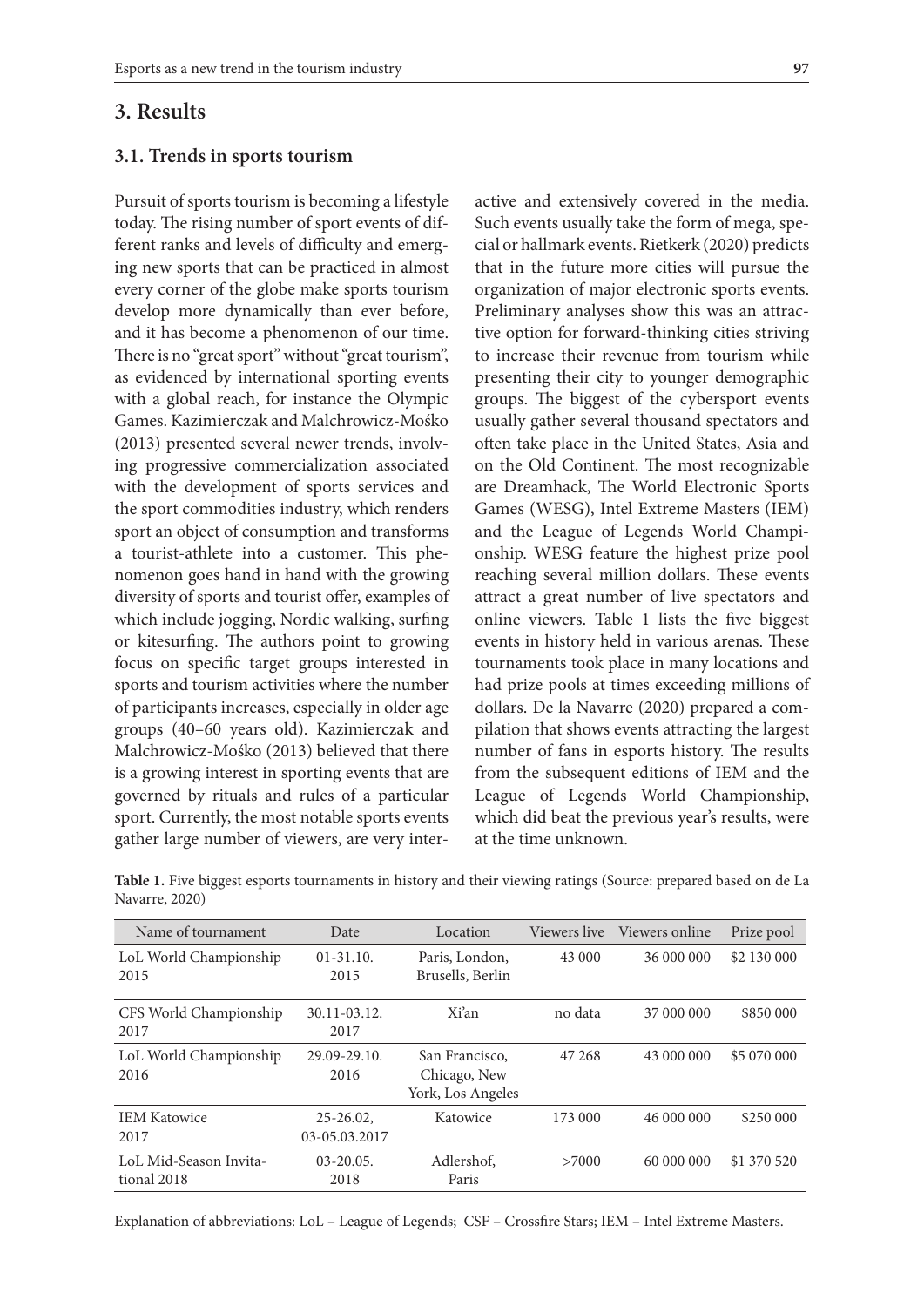## 3. Results

### 3.1. Trends in sports tourism

Pursuit of sports tourism is becoming a lifestyle today. The rising number of sport events of different ranks and levels of difficulty and emerging new sports that can be practiced in almost every corner of the globe make sports tourism develop more dynamically than ever before, and it has become a phenomenon of our time. There is no "great sport" without "great tourism", as evidenced by international sporting events with a global reach, for instance the Olympic Games. Kazimierczak and Malchrowicz-Mośko (2013) presented several newer trends, involving progressive commercialization associated with the development of sports services and the sport commodities industry, which renders sport an object of consumption and transforms a tourist-athlete into a customer. This phenomenon goes hand in hand with the growing diversity of sports and tourist offer, examples of which include jogging, Nordic walking, surfing or kitesurfing. The authors point to growing focus on specific target groups interested in sports and tourism activities where the number of participants increases, especially in older age groups (40–60 years old). Kazimierczak and Malchrowicz-Mośko (2013) believed that there is a growing interest in sporting events that are governed by rituals and rules of a particular sport. Currently, the most notable sports events gather large number of viewers, are very interactive and extensively covered in the media. Such events usually take the form of mega, special or hallmark events. Rietkerk (2020) predicts that in the future more cities will pursue the organization of major electronic sports events. Preliminary analyses show this was an attractive option for forward-thinking cities striving to increase their revenue from tourism while presenting their city to younger demographic groups. The biggest of the cybersport events usually gather several thousand spectators and often take place in the United States, Asia and on the Old Continent. The most recognizable are Dreamhack, The World Electronic Sports Games (WESG), Intel Extreme Masters (IEM) and the League of Legends World Championship. WESG feature the highest prize pool reaching several million dollars. These events attract a great number of live spectators and online viewers. Table 1 lists the five biggest events in history held in various arenas. These tournaments took place in many locations and had prize pools at times exceeding millions of dollars. De la Navarre (2020) prepared a compilation that shows events attracting the largest number of fans in esports history. The results from the subsequent editions of IEM and the League of Legends World Championship, which did beat the previous year's results, were at the time unknown.

**Table 1.** Five biggest esports tournaments in history and their viewing ratings (Source: prepared based on de La Navarre, 2020)

| Name of tournament | Date | Location | Viewers live | Viewers online | Prize pool |
|---|---|---|---|---|---|
| LoL World Championship 2015 | 01-31.10. 2015 | Paris, London, Brusells, Berlin | 43 000 | 36 000 000 | $2 130 000 |
| CFS World Championship 2017 | 30.11-03.12. 2017 | Xi'an | no data | 37 000 000 | $850 000 |
| LoL World Championship 2016 | 29.09-29.10. 2016 | San Francisco, Chicago, New York, Los Angeles | 47 268 | 43 000 000 | $5 070 000 |
| IEM Katowice 2017 | 25-26.02, 03-05.03.2017 | Katowice | 173 000 | 46 000 000 | $250 000 |
| LoL Mid-Season Invitational 2018 | 03-20.05. 2018 | Adlershof, Paris | >7000 | 60 000 000 | $1 370 520 |

Explanation of abbreviations: LoL – League of Legends; CSF – Crossfire Stars; IEM – Intel Extreme Masters.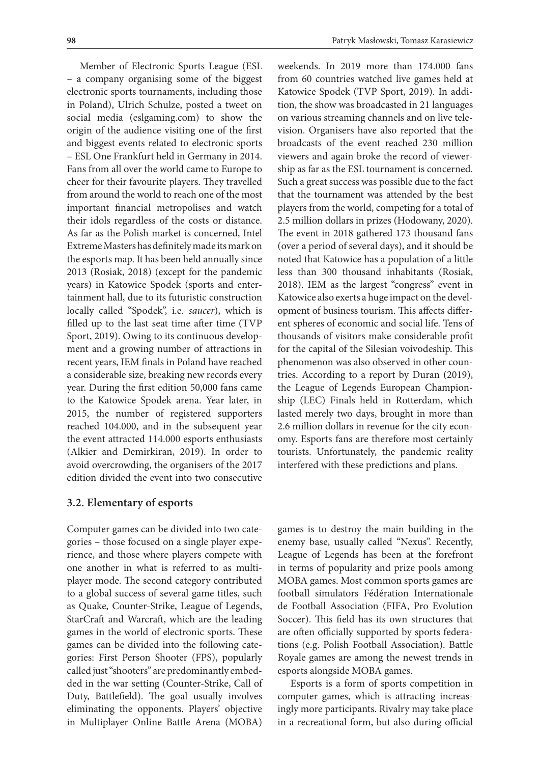Member of Electronic Sports League (ESL – a company organising some of the biggest electronic sports tournaments, including those in Poland), Ulrich Schulze, posted a tweet on social media (eslgaming.com) to show the origin of the audience visiting one of the first and biggest events related to electronic sports – ESL One Frankfurt held in Germany in 2014. Fans from all over the world came to Europe to cheer for their favourite players. They travelled from around the world to reach one of the most important financial metropolises and watch their idols regardless of the costs or distance. As far as the Polish market is concerned, Intel Extreme Masters has definitely made its mark on the esports map. It has been held annually since 2013 (Rosiak, 2018) (except for the pandemic years) in Katowice Spodek (sports and entertainment hall, due to its futuristic construction locally called "Spodek", i.e. *saucer*), which is filled up to the last seat time after time (TVP Sport, 2019). Owing to its continuous development and a growing number of attractions in recent years, IEM finals in Poland have reached a considerable size, breaking new records every year. During the first edition 50,000 fans came to the Katowice Spodek arena. Year later, in 2015, the number of registered supporters reached 104.000, and in the subsequent year the event attracted 114.000 esports enthusiasts (Alkier and Demirkiran, 2019). In order to avoid overcrowding, the organisers of the 2017 edition divided the event into two consecutive weekends. In 2019 more than 174.000 fans from 60 countries watched live games held at Katowice Spodek (TVP Sport, 2019). In addition, the show was broadcasted in 21 languages on various streaming channels and on live television. Organisers have also reported that the broadcasts of the event reached 230 million viewers and again broke the record of viewership as far as the ESL tournament is concerned. Such a great success was possible due to the fact that the tournament was attended by the best players from the world, competing for a total of 2.5 million dollars in prizes (Hodowany, 2020). The event in 2018 gathered 173 thousand fans (over a period of several days), and it should be noted that Katowice has a population of a little less than 300 thousand inhabitants (Rosiak, 2018). IEM as the largest "congress" event in Katowice also exerts a huge impact on the development of business tourism. This affects different spheres of economic and social life. Tens of thousands of visitors make considerable profit for the capital of the Silesian voivodeship. This phenomenon was also observed in other countries. According to a report by Duran (2019), the League of Legends European Championship (LEC) Finals held in Rotterdam, which lasted merely two days, brought in more than 2.6 million dollars in revenue for the city economy. Esports fans are therefore most certainly tourists. Unfortunately, the pandemic reality interfered with these predictions and plans.

### 3.2. Elementary of esports

Computer games can be divided into two categories – those focused on a single player experience, and those where players compete with one another in what is referred to as multiplayer mode. The second category contributed to a global success of several game titles, such as Quake, Counter-Strike, League of Legends, StarCraft and Warcraft, which are the leading games in the world of electronic sports. These games can be divided into the following categories: First Person Shooter (FPS), popularly called just "shooters" are predominantly embedded in the war setting (Counter-Strike, Call of Duty, Battlefield). The goal usually involves eliminating the opponents. Players' objective in Multiplayer Online Battle Arena (MOBA) games is to destroy the main building in the enemy base, usually called "Nexus". Recently, League of Legends has been at the forefront in terms of popularity and prize pools among MOBA games. Most common sports games are football simulators Fédération Internationale de Football Association (FIFA, Pro Evolution Soccer). This field has its own structures that are often officially supported by sports federations (e.g. Polish Football Association). Battle Royale games are among the newest trends in esports alongside MOBA games.

Esports is a form of sports competition in computer games, which is attracting increasingly more participants. Rivalry may take place in a recreational form, but also during official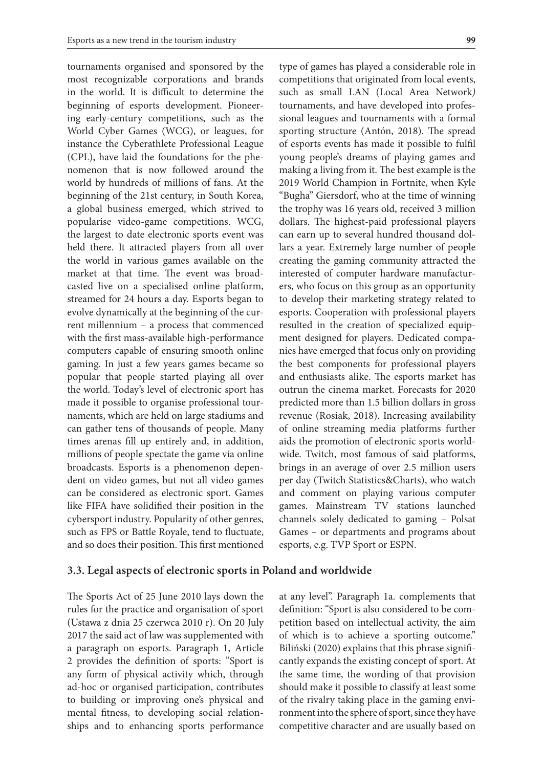tournaments organised and sponsored by the most recognizable corporations and brands in the world. It is difficult to determine the beginning of esports development. Pioneering early-century competitions, such as the World Cyber Games (WCG), or leagues, for instance the Cyberathlete Professional League (CPL), have laid the foundations for the phenomenon that is now followed around the world by hundreds of millions of fans. At the beginning of the 21st century, in South Korea, a global business emerged, which strived to popularise video-game competitions. WCG, the largest to date electronic sports event was held there. It attracted players from all over the world in various games available on the market at that time. The event was broadcasted live on a specialised online platform, streamed for 24 hours a day. Esports began to evolve dynamically at the beginning of the current millennium – a process that commenced with the first mass-available high-performance computers capable of ensuring smooth online gaming. In just a few years games became so popular that people started playing all over the world. Today's level of electronic sport has made it possible to organise professional tournaments, which are held on large stadiums and can gather tens of thousands of people. Many times arenas fill up entirely and, in addition, millions of people spectate the game via online broadcasts. Esports is a phenomenon dependent on video games, but not all video games can be considered as electronic sport. Games like FIFA have solidified their position in the cybersport industry. Popularity of other genres, such as FPS or Battle Royale, tend to fluctuate, and so does their position. This first mentioned type of games has played a considerable role in competitions that originated from local events, such as small LAN (Local Area Network) tournaments, and have developed into professional leagues and tournaments with a formal sporting structure (Antón, 2018). The spread of esports events has made it possible to fulfil young people's dreams of playing games and making a living from it. The best example is the 2019 World Champion in Fortnite, when Kyle "Bugha" Giersdorf, who at the time of winning the trophy was 16 years old, received 3 million dollars. The highest-paid professional players can earn up to several hundred thousand dollars a year. Extremely large number of people creating the gaming community attracted the interested of computer hardware manufacturers, who focus on this group as an opportunity to develop their marketing strategy related to esports. Cooperation with professional players resulted in the creation of specialized equipment designed for players. Dedicated companies have emerged that focus only on providing the best components for professional players and enthusiasts alike. The esports market has outrun the cinema market. Forecasts for 2020 predicted more than 1.5 billion dollars in gross revenue (Rosiak, 2018). Increasing availability of online streaming media platforms further aids the promotion of electronic sports worldwide. Twitch, most famous of said platforms, brings in an average of over 2.5 million users per day (Twitch Statistics&Charts), who watch and comment on playing various computer games. Mainstream TV stations launched channels solely dedicated to gaming – Polsat Games – or departments and programs about esports, e.g. TVP Sport or ESPN.

### 3.3. Legal aspects of electronic sports in Poland and worldwide

The Sports Act of 25 June 2010 lays down the rules for the practice and organisation of sport (Ustawa z dnia 25 czerwca 2010 r). On 20 July 2017 the said act of law was supplemented with a paragraph on esports. Paragraph 1, Article 2 provides the definition of sports: "Sport is any form of physical activity which, through ad-hoc or organised participation, contributes to building or improving one's physical and mental fitness, to developing social relationships and to enhancing sports performance at any level". Paragraph 1a. complements that definition: "Sport is also considered to be competition based on intellectual activity, the aim of which is to achieve a sporting outcome." Biliński (2020) explains that this phrase significantly expands the existing concept of sport. At the same time, the wording of that provision should make it possible to classify at least some of the rivalry taking place in the gaming environment into the sphere of sport, since they have competitive character and are usually based on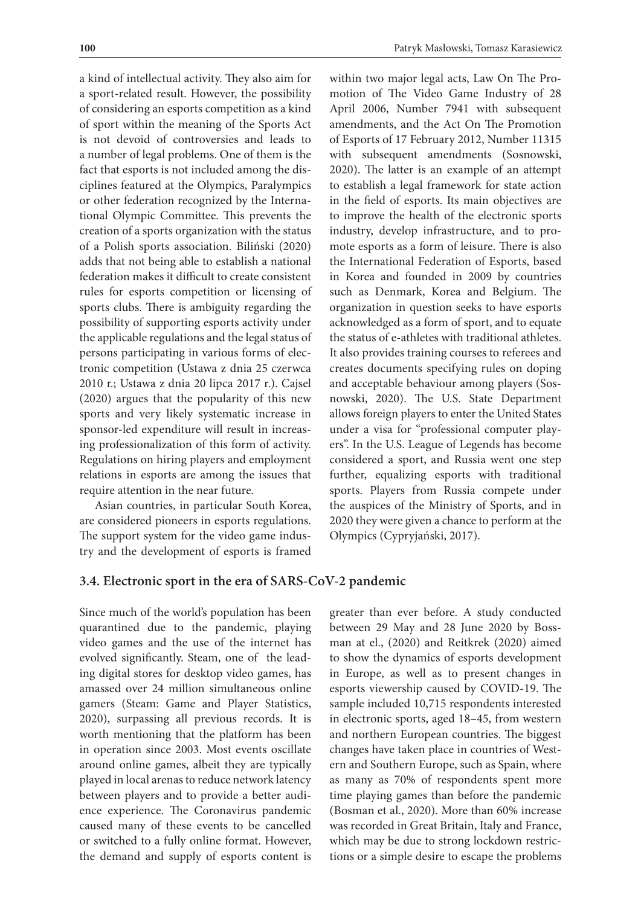a kind of intellectual activity. They also aim for a sport-related result. However, the possibility of considering an esports competition as a kind of sport within the meaning of the Sports Act is not devoid of controversies and leads to a number of legal problems. One of them is the fact that esports is not included among the disciplines featured at the Olympics, Paralympics or other federation recognized by the International Olympic Committee. This prevents the creation of a sports organization with the status of a Polish sports association. Biliński (2020) adds that not being able to establish a national federation makes it difficult to create consistent rules for esports competition or licensing of sports clubs. There is ambiguity regarding the possibility of supporting esports activity under the applicable regulations and the legal status of persons participating in various forms of electronic competition (Ustawa z dnia 25 czerwca 2010 r.; Ustawa z dnia 20 lipca 2017 r.). Cajsel (2020) argues that the popularity of this new sports and very likely systematic increase in sponsor-led expenditure will result in increasing professionalization of this form of activity. Regulations on hiring players and employment relations in esports are among the issues that require attention in the near future.

Asian countries, in particular South Korea, are considered pioneers in esports regulations. The support system for the video game industry and the development of esports is framed within two major legal acts, Law On The Promotion of The Video Game Industry of 28 April 2006, Number 7941 with subsequent amendments, and the Act On The Promotion of Esports of 17 February 2012, Number 11315 with subsequent amendments (Sosnowski, 2020). The latter is an example of an attempt to establish a legal framework for state action in the field of esports. Its main objectives are to improve the health of the electronic sports industry, develop infrastructure, and to promote esports as a form of leisure. There is also the International Federation of Esports, based in Korea and founded in 2009 by countries such as Denmark, Korea and Belgium. The organization in question seeks to have esports acknowledged as a form of sport, and to equate the status of e-athletes with traditional athletes. It also provides training courses to referees and creates documents specifying rules on doping and acceptable behaviour among players (Sosnowski, 2020). The U.S. State Department allows foreign players to enter the United States under a visa for "professional computer players". In the U.S. League of Legends has become considered a sport, and Russia went one step further, equalizing esports with traditional sports. Players from Russia compete under the auspices of the Ministry of Sports, and in 2020 they were given a chance to perform at the Olympics (Cypryjański, 2017).

### 3.4. Electronic sport in the era of SARS-CoV-2 pandemic

Since much of the world's population has been quarantined due to the pandemic, playing video games and the use of the internet has evolved significantly. Steam, one of the leading digital stores for desktop video games, has amassed over 24 million simultaneous online gamers (Steam: Game and Player Statistics, 2020), surpassing all previous records. It is worth mentioning that the platform has been in operation since 2003. Most events oscillate around online games, albeit they are typically played in local arenas to reduce network latency between players and to provide a better audience experience. The Coronavirus pandemic caused many of these events to be cancelled or switched to a fully online format. However, the demand and supply of esports content is greater than ever before. A study conducted between 29 May and 28 June 2020 by Bossman at el., (2020) and Reitkrek (2020) aimed to show the dynamics of esports development in Europe, as well as to present changes in esports viewership caused by COVID-19. The sample included 10,715 respondents interested in electronic sports, aged 18–45, from western and northern European countries. The biggest changes have taken place in countries of Western and Southern Europe, such as Spain, where as many as 70% of respondents spent more time playing games than before the pandemic (Bosman et al., 2020). More than 60% increase was recorded in Great Britain, Italy and France, which may be due to strong lockdown restrictions or a simple desire to escape the problems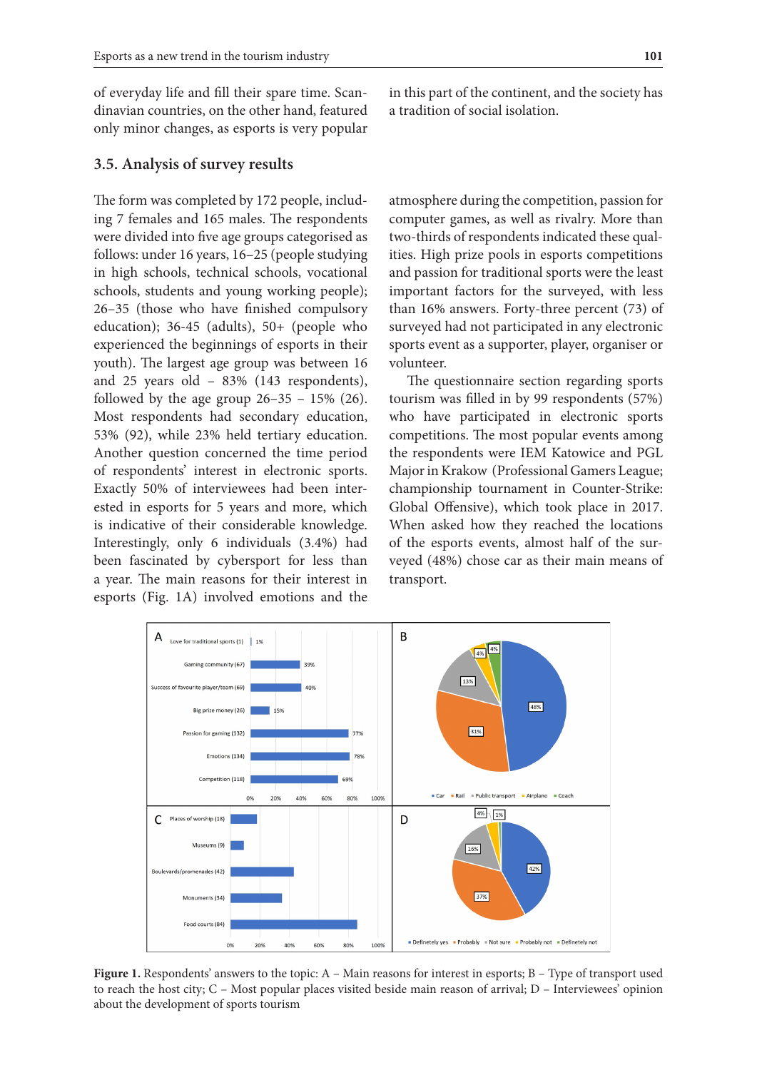of everyday life and fill their spare time. Scandinavian countries, on the other hand, featured only minor changes, as esports is very popular in this part of the continent, and the society has a tradition of social isolation.

### 3.5. Analysis of survey results

The form was completed by 172 people, including 7 females and 165 males. The respondents were divided into five age groups categorised as follows: under 16 years, 16–25 (people studying in high schools, technical schools, vocational schools, students and young working people); 26–35 (those who have finished compulsory education); 36-45 (adults), 50+ (people who experienced the beginnings of esports in their youth). The largest age group was between 16 and 25 years old – 83% (143 respondents), followed by the age group 26–35 – 15% (26). Most respondents had secondary education, 53% (92), while 23% held tertiary education. Another question concerned the time period of respondents' interest in electronic sports. Exactly 50% of interviewees had been interested in esports for 5 years and more, which is indicative of their considerable knowledge. Interestingly, only 6 individuals (3.4%) had been fascinated by cybersport for less than a year. The main reasons for their interest in esports (Fig. 1A) involved emotions and the atmosphere during the competition, passion for computer games, as well as rivalry. More than two-thirds of respondents indicated these qualities. High prize pools in esports competitions and passion for traditional sports were the least important factors for the surveyed, with less than 16% answers. Forty-three percent (73) of surveyed had not participated in any electronic sports event as a supporter, player, organiser or volunteer.

The questionnaire section regarding sports tourism was filled in by 99 respondents (57%) who have participated in electronic sports competitions. The most popular events among the respondents were IEM Katowice and PGL Major in Krakow (Professional Gamers League; championship tournament in Counter-Strike: Global Offensive), which took place in 2017. When asked how they reached the locations of the esports events, almost half of the surveyed (48%) chose car as their main means of transport.

A

| Reason | Share |
|---|---|
| Love for traditional sports (1) | 1% |
| Gaming community (67) | 39% |
| Success of favourite player/team (69) | 40% |
| Big prize money (26) | 15% |
| Passion for gaming (132) | 77% |
| Emotions (134) | 78% |
| Competition (118) | 69% |

B – Car 48%, Rail 31%, Public transport 13%, Airplane 4%, Coach 4%

C – Places of worship (18), Museums (9), Boulevards/promenades (42), Monuments (34), Food courts (84)

D – Definetely yes 42%, Probably 37%, Not sure 16%, Probably not 4%, Definetely not 1%

**Figure 1.** Respondents' answers to the topic: A – Main reasons for interest in esports; B – Type of transport used to reach the host city; C – Most popular places visited beside main reason of arrival; D – Interviewees' opinion about the development of sports tourism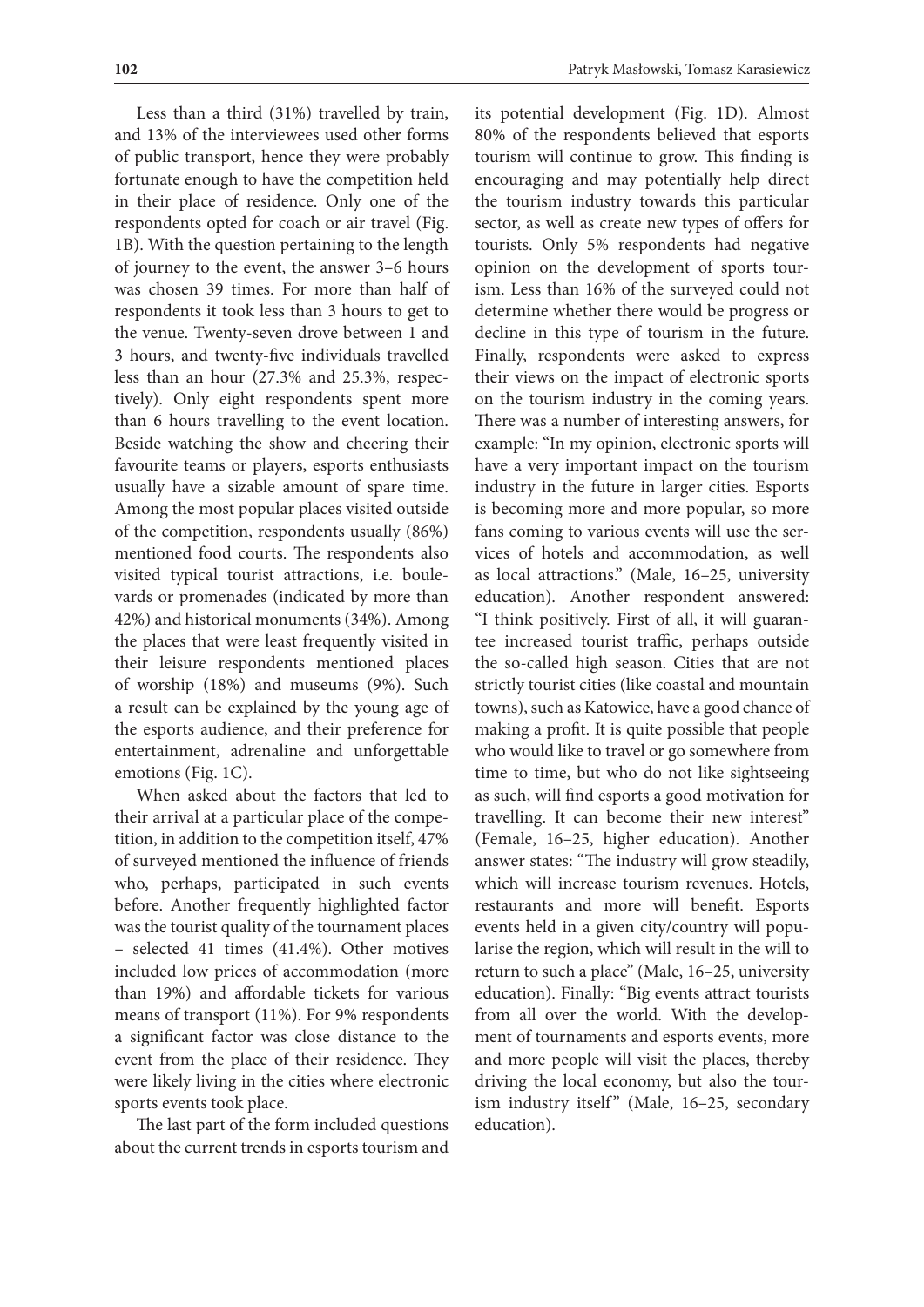Less than a third (31%) travelled by train, and 13% of the interviewees used other forms of public transport, hence they were probably fortunate enough to have the competition held in their place of residence. Only one of the respondents opted for coach or air travel (Fig. 1B). With the question pertaining to the length of journey to the event, the answer 3–6 hours was chosen 39 times. For more than half of respondents it took less than 3 hours to get to the venue. Twenty-seven drove between 1 and 3 hours, and twenty-five individuals travelled less than an hour (27.3% and 25.3%, respectively). Only eight respondents spent more than 6 hours travelling to the event location. Beside watching the show and cheering their favourite teams or players, esports enthusiasts usually have a sizable amount of spare time. Among the most popular places visited outside of the competition, respondents usually (86%) mentioned food courts. The respondents also visited typical tourist attractions, i.e. boulevards or promenades (indicated by more than 42%) and historical monuments (34%). Among the places that were least frequently visited in their leisure respondents mentioned places of worship (18%) and museums (9%). Such a result can be explained by the young age of the esports audience, and their preference for entertainment, adrenaline and unforgettable emotions (Fig. 1C).

When asked about the factors that led to their arrival at a particular place of the competition, in addition to the competition itself, 47% of surveyed mentioned the influence of friends who, perhaps, participated in such events before. Another frequently highlighted factor was the tourist quality of the tournament places – selected 41 times (41.4%). Other motives included low prices of accommodation (more than 19%) and affordable tickets for various means of transport (11%). For 9% respondents a significant factor was close distance to the event from the place of their residence. They were likely living in the cities where electronic sports events took place.

The last part of the form included questions about the current trends in esports tourism and its potential development (Fig. 1D). Almost 80% of the respondents believed that esports tourism will continue to grow. This finding is encouraging and may potentially help direct the tourism industry towards this particular sector, as well as create new types of offers for tourists. Only 5% respondents had negative opinion on the development of sports tourism. Less than 16% of the surveyed could not determine whether there would be progress or decline in this type of tourism in the future. Finally, respondents were asked to express their views on the impact of electronic sports on the tourism industry in the coming years. There was a number of interesting answers, for example: "In my opinion, electronic sports will have a very important impact on the tourism industry in the future in larger cities. Esports is becoming more and more popular, so more fans coming to various events will use the services of hotels and accommodation, as well as local attractions." (Male, 16–25, university education). Another respondent answered: "I think positively. First of all, it will guarantee increased tourist traffic, perhaps outside the so-called high season. Cities that are not strictly tourist cities (like coastal and mountain towns), such as Katowice, have a good chance of making a profit. It is quite possible that people who would like to travel or go somewhere from time to time, but who do not like sightseeing as such, will find esports a good motivation for travelling. It can become their new interest" (Female, 16–25, higher education). Another answer states: "The industry will grow steadily, which will increase tourism revenues. Hotels, restaurants and more will benefit. Esports events held in a given city/country will popularise the region, which will result in the will to return to such a place" (Male, 16–25, university education). Finally: "Big events attract tourists from all over the world. With the development of tournaments and esports events, more and more people will visit the places, thereby driving the local economy, but also the tourism industry itself" (Male, 16–25, secondary education).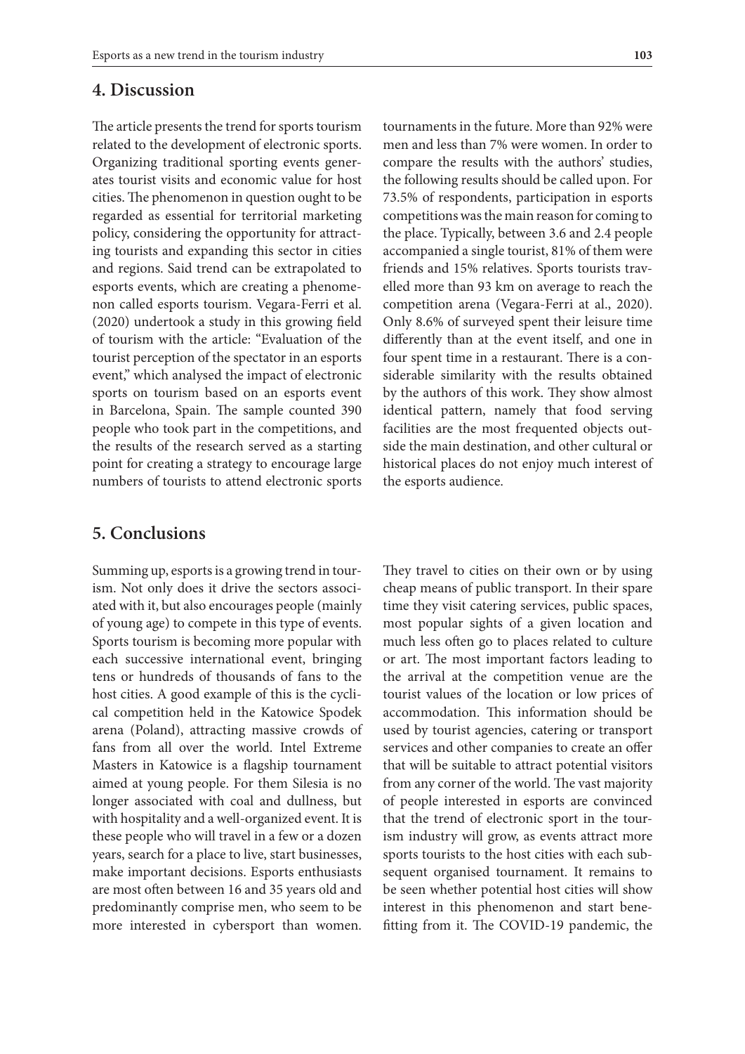## 4. Discussion

The article presents the trend for sports tourism related to the development of electronic sports. Organizing traditional sporting events generates tourist visits and economic value for host cities. The phenomenon in question ought to be regarded as essential for territorial marketing policy, considering the opportunity for attracting tourists and expanding this sector in cities and regions. Said trend can be extrapolated to esports events, which are creating a phenomenon called esports tourism. Vegara-Ferri et al. (2020) undertook a study in this growing field of tourism with the article: "Evaluation of the tourist perception of the spectator in an esports event," which analysed the impact of electronic sports on tourism based on an esports event in Barcelona, Spain. The sample counted 390 people who took part in the competitions, and the results of the research served as a starting point for creating a strategy to encourage large numbers of tourists to attend electronic sports tournaments in the future. More than 92% were men and less than 7% were women. In order to compare the results with the authors' studies, the following results should be called upon. For 73.5% of respondents, participation in esports competitions was the main reason for coming to the place. Typically, between 3.6 and 2.4 people accompanied a single tourist, 81% of them were friends and 15% relatives. Sports tourists travelled more than 93 km on average to reach the competition arena (Vegara-Ferri at al., 2020). Only 8.6% of surveyed spent their leisure time differently than at the event itself, and one in four spent time in a restaurant. There is a considerable similarity with the results obtained by the authors of this work. They show almost identical pattern, namely that food serving facilities are the most frequented objects outside the main destination, and other cultural or historical places do not enjoy much interest of the esports audience.

## 5. Conclusions

Summing up, esports is a growing trend in tourism. Not only does it drive the sectors associated with it, but also encourages people (mainly of young age) to compete in this type of events. Sports tourism is becoming more popular with each successive international event, bringing tens or hundreds of thousands of fans to the host cities. A good example of this is the cyclical competition held in the Katowice Spodek arena (Poland), attracting massive crowds of fans from all over the world. Intel Extreme Masters in Katowice is a flagship tournament aimed at young people. For them Silesia is no longer associated with coal and dullness, but with hospitality and a well-organized event. It is these people who will travel in a few or a dozen years, search for a place to live, start businesses, make important decisions. Esports enthusiasts are most often between 16 and 35 years old and predominantly comprise men, who seem to be more interested in cybersport than women. They travel to cities on their own or by using cheap means of public transport. In their spare time they visit catering services, public spaces, most popular sights of a given location and much less often go to places related to culture or art. The most important factors leading to the arrival at the competition venue are the tourist values of the location or low prices of accommodation. This information should be used by tourist agencies, catering or transport services and other companies to create an offer that will be suitable to attract potential visitors from any corner of the world. The vast majority of people interested in esports are convinced that the trend of electronic sport in the tourism industry will grow, as events attract more sports tourists to the host cities with each subsequent organised tournament. It remains to be seen whether potential host cities will show interest in this phenomenon and start benefitting from it. The COVID-19 pandemic, the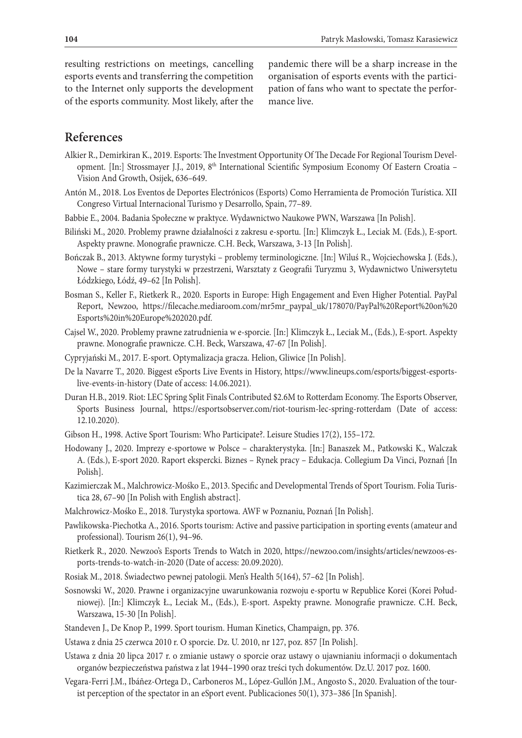resulting restrictions on meetings, cancelling esports events and transferring the competition to the Internet only supports the development of the esports community. Most likely, after the pandemic there will be a sharp increase in the organisation of esports events with the participation of fans who want to spectate the performance live.

## References

Alkier R., Demirkiran K., 2019. Esports: The Investment Opportunity Of The Decade For Regional Tourism Development. [In:] Strossmayer J.J., 2019, 8th International Scientific Symposium Economy Of Eastern Croatia – Vision And Growth, Osijek, 636–649.

Antón M., 2018. Los Eventos de Deportes Electrónicos (Esports) Como Herramienta de Promoción Turística. XII Congreso Virtual Internacional Turismo y Desarrollo, Spain, 77–89.

Babbie E., 2004. Badania Społeczne w praktyce. Wydawnictwo Naukowe PWN, Warszawa [In Polish].

Biliński M., 2020. Problemy prawne działalności z zakresu e-sportu. [In:] Klimczyk Ł., Leciak M. (Eds.), E-sport. Aspekty prawne. Monografie prawnicze. C.H. Beck, Warszawa, 3-13 [In Polish].

Bończak B., 2013. Aktywne formy turystyki – problemy terminologiczne. [In:] Wiluś R., Wojciechowska J. (Eds.), Nowe – stare formy turystyki w przestrzeni, Warsztaty z Geografii Turyzmu 3, Wydawnictwo Uniwersytetu Łódzkiego, Łódź, 49–62 [In Polish].

Bosman S., Keller F., Rietkerk R., 2020. Esports in Europe: High Engagement and Even Higher Potential. PayPal Report, Newzoo, https://filecache.mediaroom.com/mr5mr_paypal_uk/178070/PayPal%20Report%20on%20Esports%20in%20Europe%202020.pdf.

Cajsel W., 2020. Problemy prawne zatrudnienia w e-sporcie. [In:] Klimczyk Ł., Leciak M., (Eds.), E-sport. Aspekty prawne. Monografie prawnicze. C.H. Beck, Warszawa, 47-67 [In Polish].

Cypryjański M., 2017. E-sport. Optymalizacja gracza. Helion, Gliwice [In Polish].

De la Navarre T., 2020. Biggest eSports Live Events in History, https://www.lineups.com/esports/biggest-esports-live-events-in-history (Date of access: 14.06.2021).

Duran H.B., 2019. Riot: LEC Spring Split Finals Contributed $2.6M to Rotterdam Economy. The Esports Observer, Sports Business Journal, https://esportsobserver.com/riot-tourism-lec-spring-rotterdam (Date of access: 12.10.2020).

Gibson H., 1998. Active Sport Tourism: Who Participate?. Leisure Studies 17(2), 155–172.

Hodowany J., 2020. Imprezy e-sportowe w Polsce – charakterystyka. [In:] Banaszek M., Patkowski K., Walczak A. (Eds.), E-sport 2020. Raport ekspercki. Biznes – Rynek pracy – Edukacja. Collegium Da Vinci, Poznań [In Polish].

Kazimierczak M., Malchrowicz-Mośko E., 2013. Specific and Developmental Trends of Sport Tourism. Folia Turistica 28, 67–90 [In Polish with English abstract].

Malchrowicz-Mośko E., 2018. Turystyka sportowa. AWF w Poznaniu, Poznań [In Polish].

Pawlikowska-Piechotka A., 2016. Sports tourism: Active and passive participation in sporting events (amateur and professional). Tourism 26(1), 94–96.

Rietkerk R., 2020. Newzoo's Esports Trends to Watch in 2020, https://newzoo.com/insights/articles/newzoos-esports-trends-to-watch-in-2020 (Date of access: 20.09.2020).

Rosiak M., 2018. Świadectwo pewnej patologii. Men's Health 5(164), 57–62 [In Polish].

Sosnowski W., 2020. Prawne i organizacyjne uwarunkowania rozwoju e-sportu w Republice Korei (Korei Południowej). [In:] Klimczyk Ł., Leciak M., (Eds.), E-sport. Aspekty prawne. Monografie prawnicze. C.H. Beck, Warszawa, 15-30 [In Polish].

Standeven J., De Knop P., 1999. Sport tourism. Human Kinetics, Champaign, pp. 376.

Ustawa z dnia 25 czerwca 2010 r. O sporcie. Dz. U. 2010, nr 127, poz. 857 [In Polish].

Ustawa z dnia 20 lipca 2017 r. o zmianie ustawy o sporcie oraz ustawy o ujawnianiu informacji o dokumentach organów bezpieczeństwa państwa z lat 1944–1990 oraz treści tych dokumentów. Dz.U. 2017 poz. 1600.

Vegara-Ferri J.M., Ibáñez-Ortega D., Carboneros M., López-Gullón J.M., Angosto S., 2020. Evaluation of the tourist perception of the spectator in an eSport event. Publicaciones 50(1), 373–386 [In Spanish].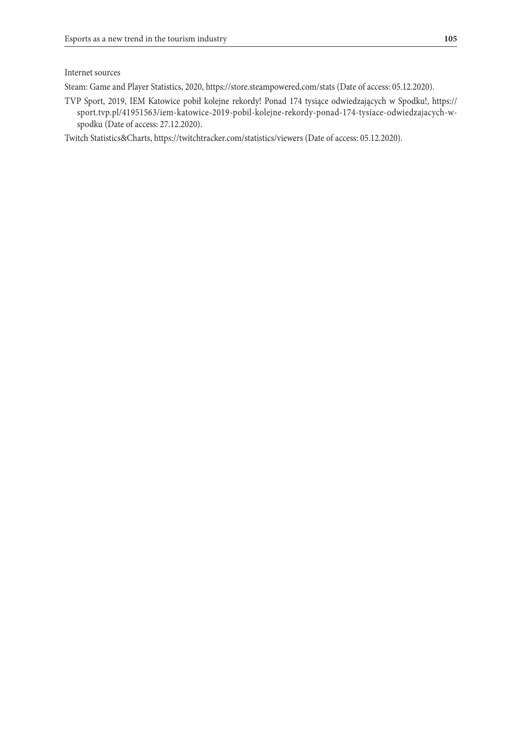Internet sources

Steam: Game and Player Statistics, 2020, https://store.steampowered.com/stats (Date of access: 05.12.2020).

TVP Sport, 2019, IEM Katowice pobił kolejne rekordy! Ponad 174 tysiące odwiedzających w Spodku!, https://sport.tvp.pl/41951563/iem-katowice-2019-pobil-kolejne-rekordy-ponad-174-tysiace-odwiedzajacych-w-spodku (Date of access: 27.12.2020).

Twitch Statistics&Charts, https://twitchtracker.com/statistics/viewers (Date of access: 05.12.2020).